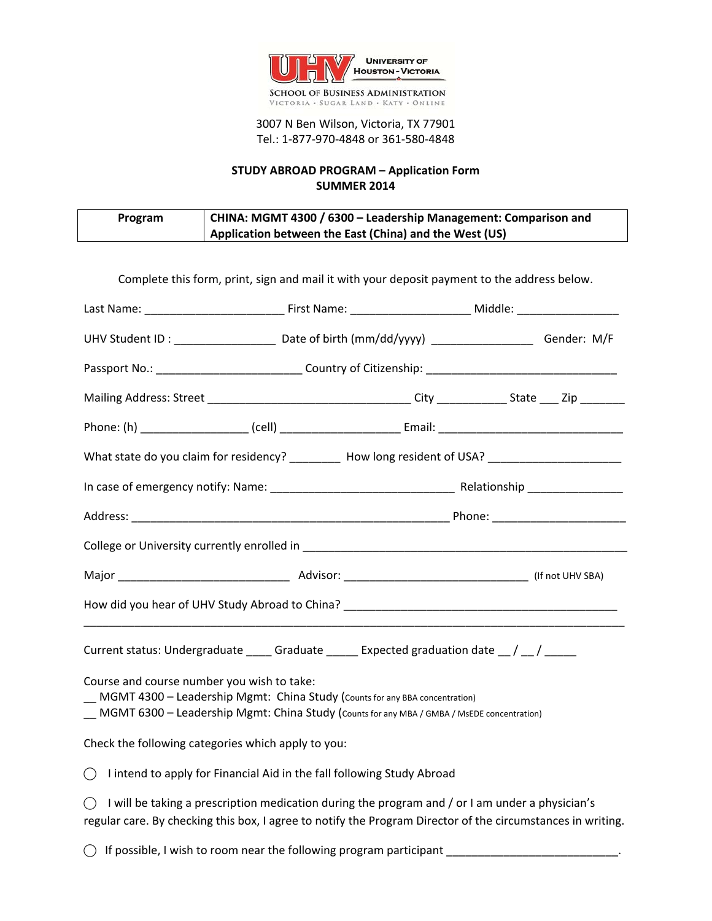UNIVERSITY OF HOUSTON-VICTORIA

SCHOOL OF BUSINESS ADMINISTRATION
VICTORIA · SUGAR LAND · KATY · ONLINE

3007 N Ben Wilson, Victoria, TX 77901
Tel.: 1-877-970-4848 or 361-580-4848

**STUDY ABROAD PROGRAM – Application Form**
**SUMMER 2014**

| **Program** | **CHINA: MGMT 4300 / 6300 – Leadership Management: Comparison and Application between the East (China) and the West (US)** |
|---|---|

Complete this form, print, sign and mail it with your deposit payment to the address below.

Last Name: ______________________ First Name: ___________________ Middle: ________________

UHV Student ID : ________________ Date of birth (mm/dd/yyyy) ________________ Gender: M/F

Passport No.: _______________________ Country of Citizenship: ______________________________

Mailing Address: Street ________________________________ City ___________ State ___ Zip _______

Phone: (h) _________________ (cell) ___________________ Email: ______________________________

What state do you claim for residency? ________ How long resident of USA? _____________________

In case of emergency notify: Name: _____________________________ Relationship _______________

Address: __________________________________________________ Phone: _____________________

College or University currently enrolled in ____________________________________________________

Major ___________________________ Advisor: _____________________________ (If not UHV SBA)

How did you hear of UHV Study Abroad to China? __________________________________________
_________________________________________________________________________________________

Current status: Undergraduate ____ Graduate _____ Expected graduation date __ / __ / _____

Course and course number you wish to take:
__ MGMT 4300 – Leadership Mgmt: China Study (Counts for any BBA concentration)
__ MGMT 6300 – Leadership Mgmt: China Study (Counts for any MBA / GMBA / MsEDE concentration)

Check the following categories which apply to you:

◯ I intend to apply for Financial Aid in the fall following Study Abroad

◯ I will be taking a prescription medication during the program and / or I am under a physician's regular care. By checking this box, I agree to notify the Program Director of the circumstances in writing.

◯ If possible, I wish to room near the following program participant ___________________________.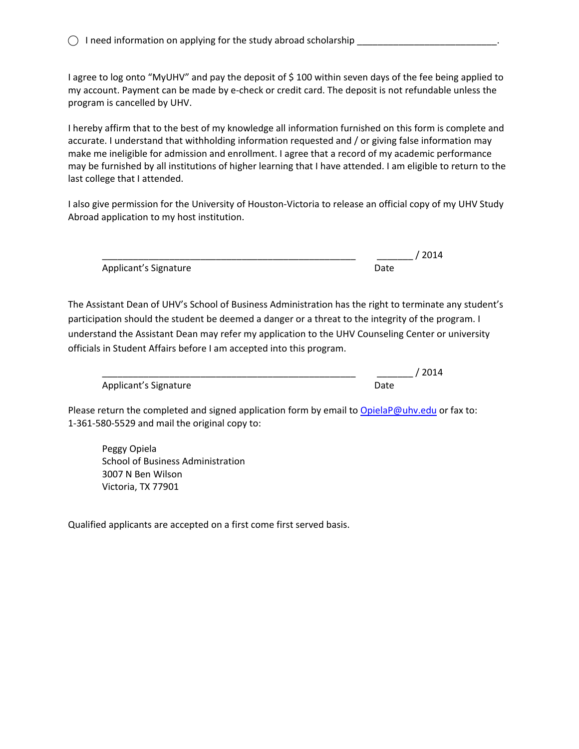◯ I need information on applying for the study abroad scholarship ___________________________.

I agree to log onto "MyUHV" and pay the deposit of $ 100 within seven days of the fee being applied to my account. Payment can be made by e-check or credit card. The deposit is not refundable unless the program is cancelled by UHV.

I hereby affirm that to the best of my knowledge all information furnished on this form is complete and accurate. I understand that withholding information requested and / or giving false information may make me ineligible for admission and enrollment. I agree that a record of my academic performance may be furnished by all institutions of higher learning that I have attended. I am eligible to return to the last college that I attended.

I also give permission for the University of Houston-Victoria to release an official copy of my UHV Study Abroad application to my host institution.

| | |
|---|---|
| ___________________________________________________ | _______ / 2014 |
| Applicant's Signature | Date |

The Assistant Dean of UHV's School of Business Administration has the right to terminate any student's participation should the student be deemed a danger or a threat to the integrity of the program. I understand the Assistant Dean may refer my application to the UHV Counseling Center or university officials in Student Affairs before I am accepted into this program.

| | |
|---|---|
| ___________________________________________________ | _______ / 2014 |
| Applicant's Signature | Date |

Please return the completed and signed application form by email to OpielaP@uhv.edu or fax to: 1-361-580-5529 and mail the original copy to:

Peggy Opiela
School of Business Administration
3007 N Ben Wilson
Victoria, TX 77901

Qualified applicants are accepted on a first come first served basis.